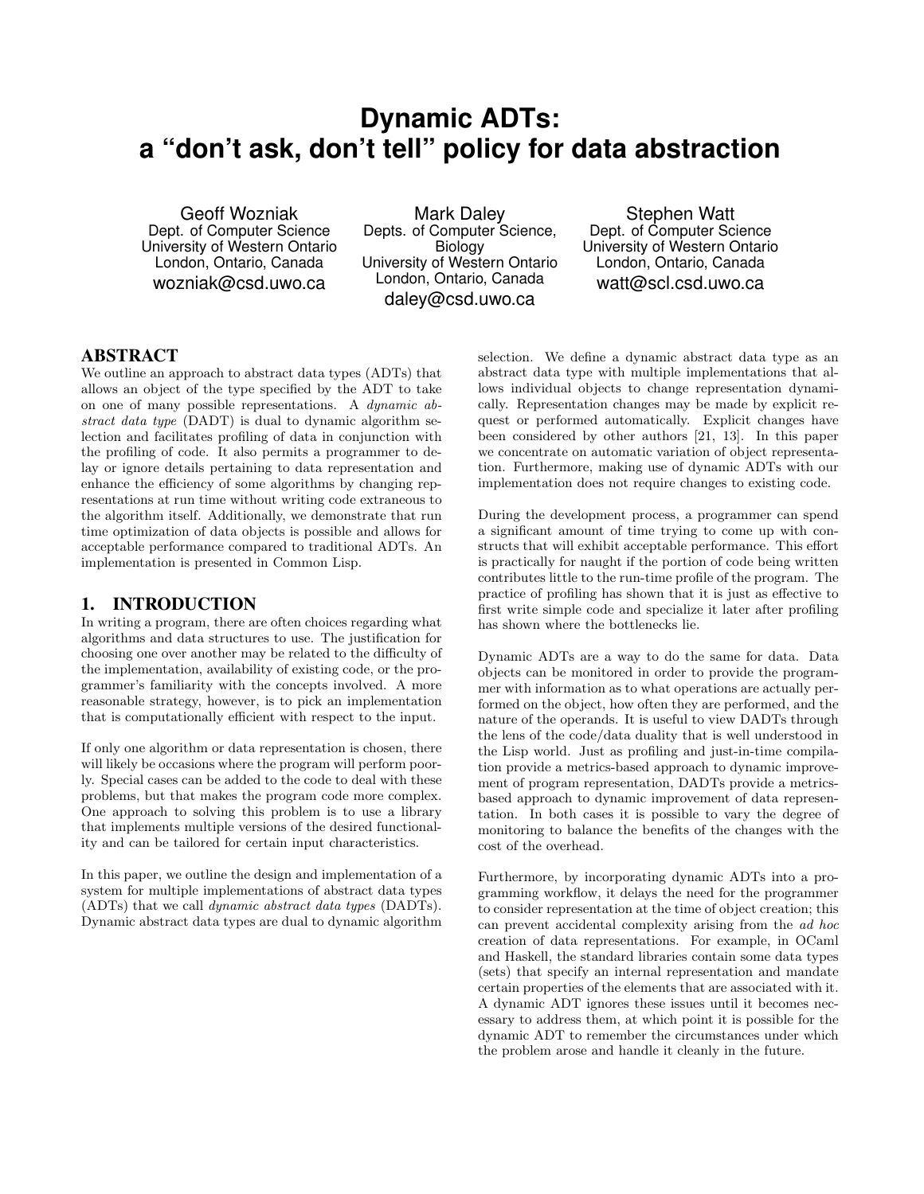# Dynamic ADTs: a "don't ask, don't tell" policy for data abstraction

Geoff Wozniak
Dept. of Computer Science
University of Western Ontario
London, Ontario, Canada
wozniak@csd.uwo.ca

Mark Daley
Depts. of Computer Science, Biology
University of Western Ontario
London, Ontario, Canada
daley@csd.uwo.ca

Stephen Watt
Dept. of Computer Science
University of Western Ontario
London, Ontario, Canada
watt@scl.csd.uwo.ca

## ABSTRACT

We outline an approach to abstract data types (ADTs) that allows an object of the type specified by the ADT to take on one of many possible representations. A *dynamic abstract data type* (DADT) is dual to dynamic algorithm selection and facilitates profiling of data in conjunction with the profiling of code. It also permits a programmer to delay or ignore details pertaining to data representation and enhance the efficiency of some algorithms by changing representations at run time without writing code extraneous to the algorithm itself. Additionally, we demonstrate that run time optimization of data objects is possible and allows for acceptable performance compared to traditional ADTs. An implementation is presented in Common Lisp.

## 1. INTRODUCTION

In writing a program, there are often choices regarding what algorithms and data structures to use. The justification for choosing one over another may be related to the difficulty of the implementation, availability of existing code, or the programmer's familiarity with the concepts involved. A more reasonable strategy, however, is to pick an implementation that is computationally efficient with respect to the input.

If only one algorithm or data representation is chosen, there will likely be occasions where the program will perform poorly. Special cases can be added to the code to deal with these problems, but that makes the program code more complex. One approach to solving this problem is to use a library that implements multiple versions of the desired functionality and can be tailored for certain input characteristics.

In this paper, we outline the design and implementation of a system for multiple implementations of abstract data types (ADTs) that we call *dynamic abstract data types* (DADTs). Dynamic abstract data types are dual to dynamic algorithm selection. We define a dynamic abstract data type as an abstract data type with multiple implementations that allows individual objects to change representation dynamically. Representation changes may be made by explicit request or performed automatically. Explicit changes have been considered by other authors [21, 13]. In this paper we concentrate on automatic variation of object representation. Furthermore, making use of dynamic ADTs with our implementation does not require changes to existing code.

During the development process, a programmer can spend a significant amount of time trying to come up with constructs that will exhibit acceptable performance. This effort is practically for naught if the portion of code being written contributes little to the run-time profile of the program. The practice of profiling has shown that it is just as effective to first write simple code and specialize it later after profiling has shown where the bottlenecks lie.

Dynamic ADTs are a way to do the same for data. Data objects can be monitored in order to provide the programmer with information as to what operations are actually performed on the object, how often they are performed, and the nature of the operands. It is useful to view DADTs through the lens of the code/data duality that is well understood in the Lisp world. Just as profiling and just-in-time compilation provide a metrics-based approach to dynamic improvement of program representation, DADTs provide a metrics-based approach to dynamic improvement of data representation. In both cases it is possible to vary the degree of monitoring to balance the benefits of the changes with the cost of the overhead.

Furthermore, by incorporating dynamic ADTs into a programming workflow, it delays the need for the programmer to consider representation at the time of object creation; this can prevent accidental complexity arising from the *ad hoc* creation of data representations. For example, in OCaml and Haskell, the standard libraries contain some data types (sets) that specify an internal representation and mandate certain properties of the elements that are associated with it. A dynamic ADT ignores these issues until it becomes necessary to address them, at which point it is possible for the dynamic ADT to remember the circumstances under which the problem arose and handle it cleanly in the future.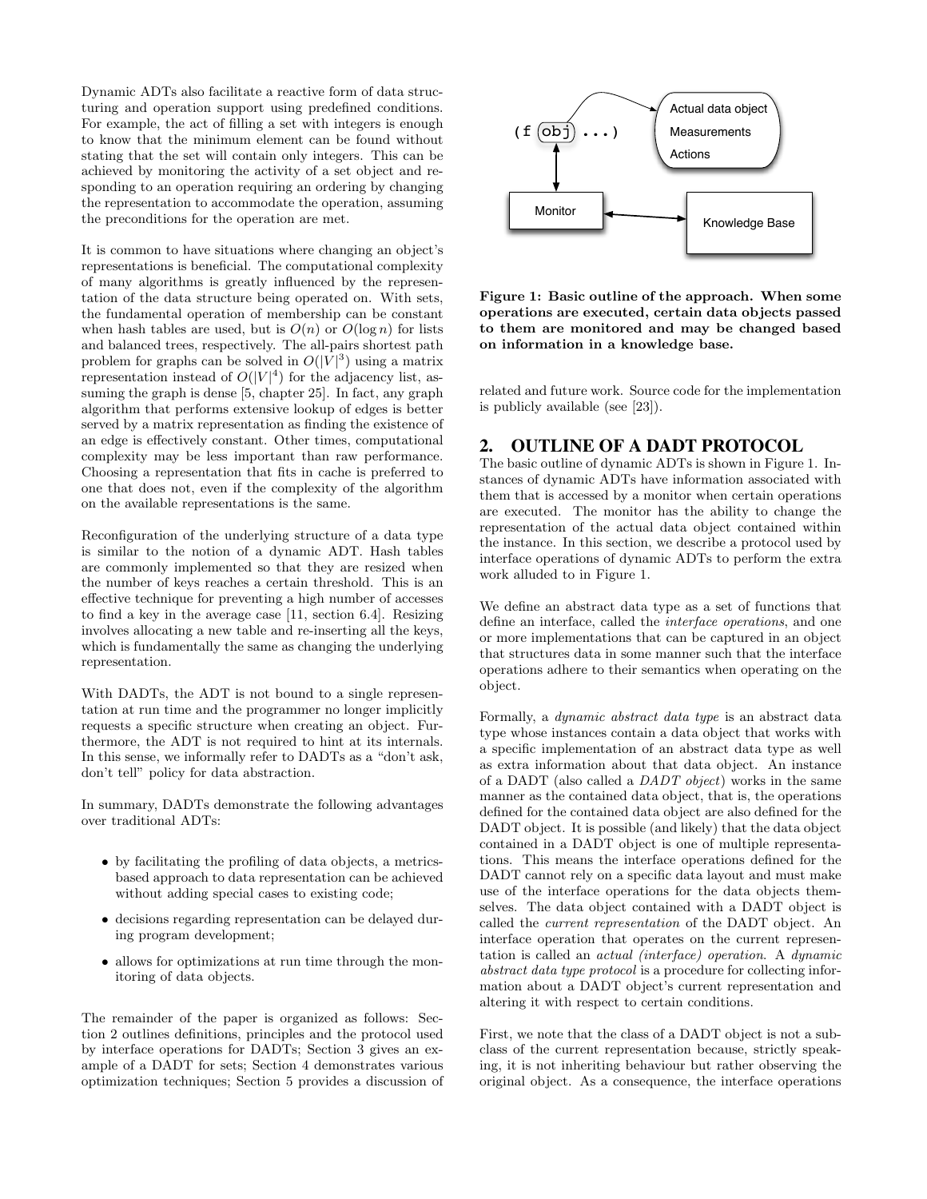Dynamic ADTs also facilitate a reactive form of data structuring and operation support using predefined conditions. For example, the act of filling a set with integers is enough to know that the minimum element can be found without stating that the set will contain only integers. This can be achieved by monitoring the activity of a set object and responding to an operation requiring an ordering by changing the representation to accommodate the operation, assuming the preconditions for the operation are met.

It is common to have situations where changing an object's representations is beneficial. The computational complexity of many algorithms is greatly influenced by the representation of the data structure being operated on. With sets, the fundamental operation of membership can be constant when hash tables are used, but is $O(n)$ or $O(\log n)$ for lists and balanced trees, respectively. The all-pairs shortest path problem for graphs can be solved in $O(|V|^3)$ using a matrix representation instead of $O(|V|^4)$ for the adjacency list, assuming the graph is dense [5, chapter 25]. In fact, any graph algorithm that performs extensive lookup of edges is better served by a matrix representation as finding the existence of an edge is effectively constant. Other times, computational complexity may be less important than raw performance. Choosing a representation that fits in cache is preferred to one that does not, even if the complexity of the algorithm on the available representations is the same.

Reconfiguration of the underlying structure of a data type is similar to the notion of a dynamic ADT. Hash tables are commonly implemented so that they are resized when the number of keys reaches a certain threshold. This is an effective technique for preventing a high number of accesses to find a key in the average case [11, section 6.4]. Resizing involves allocating a new table and re-inserting all the keys, which is fundamentally the same as changing the underlying representation.

With DADTs, the ADT is not bound to a single representation at run time and the programmer no longer implicitly requests a specific structure when creating an object. Furthermore, the ADT is not required to hint at its internals. In this sense, we informally refer to DADTs as a "don't ask, don't tell" policy for data abstraction.

In summary, DADTs demonstrate the following advantages over traditional ADTs:

- by facilitating the profiling of data objects, a metrics-based approach to data representation can be achieved without adding special cases to existing code;
- decisions regarding representation can be delayed during program development;
- allows for optimizations at run time through the monitoring of data objects.

The remainder of the paper is organized as follows: Section 2 outlines definitions, principles and the protocol used by interface operations for DADTs; Section 3 gives an example of a DADT for sets; Section 4 demonstrates various optimization techniques; Section 5 provides a discussion of related and future work. Source code for the implementation is publicly available (see [23]).

**Figure 1: Basic outline of the approach. When some operations are executed, certain data objects passed to them are monitored and may be changed based on information in a knowledge base.**

## 2. OUTLINE OF A DADT PROTOCOL

The basic outline of dynamic ADTs is shown in Figure 1. Instances of dynamic ADTs have information associated with them that is accessed by a monitor when certain operations are executed. The monitor has the ability to change the representation of the actual data object contained within the instance. In this section, we describe a protocol used by interface operations of dynamic ADTs to perform the extra work alluded to in Figure 1.

We define an abstract data type as a set of functions that define an interface, called the *interface operations*, and one or more implementations that can be captured in an object that structures data in some manner such that the interface operations adhere to their semantics when operating on the object.

Formally, a *dynamic abstract data type* is an abstract data type whose instances contain a data object that works with a specific implementation of an abstract data type as well as extra information about that data object. An instance of a DADT (also called a *DADT object*) works in the same manner as the contained data object, that is, the operations defined for the contained data object are also defined for the DADT object. It is possible (and likely) that the data object contained in a DADT object is one of multiple representations. This means the interface operations defined for the DADT cannot rely on a specific data layout and must make use of the interface operations for the data objects themselves. The data object contained with a DADT object is called the *current representation* of the DADT object. An interface operation that operates on the current representation is called an *actual (interface) operation*. A *dynamic abstract data type protocol* is a procedure for collecting information about a DADT object's current representation and altering it with respect to certain conditions.

First, we note that the class of a DADT object is not a subclass of the current representation because, strictly speaking, it is not inheriting behaviour but rather observing the original object. As a consequence, the interface operations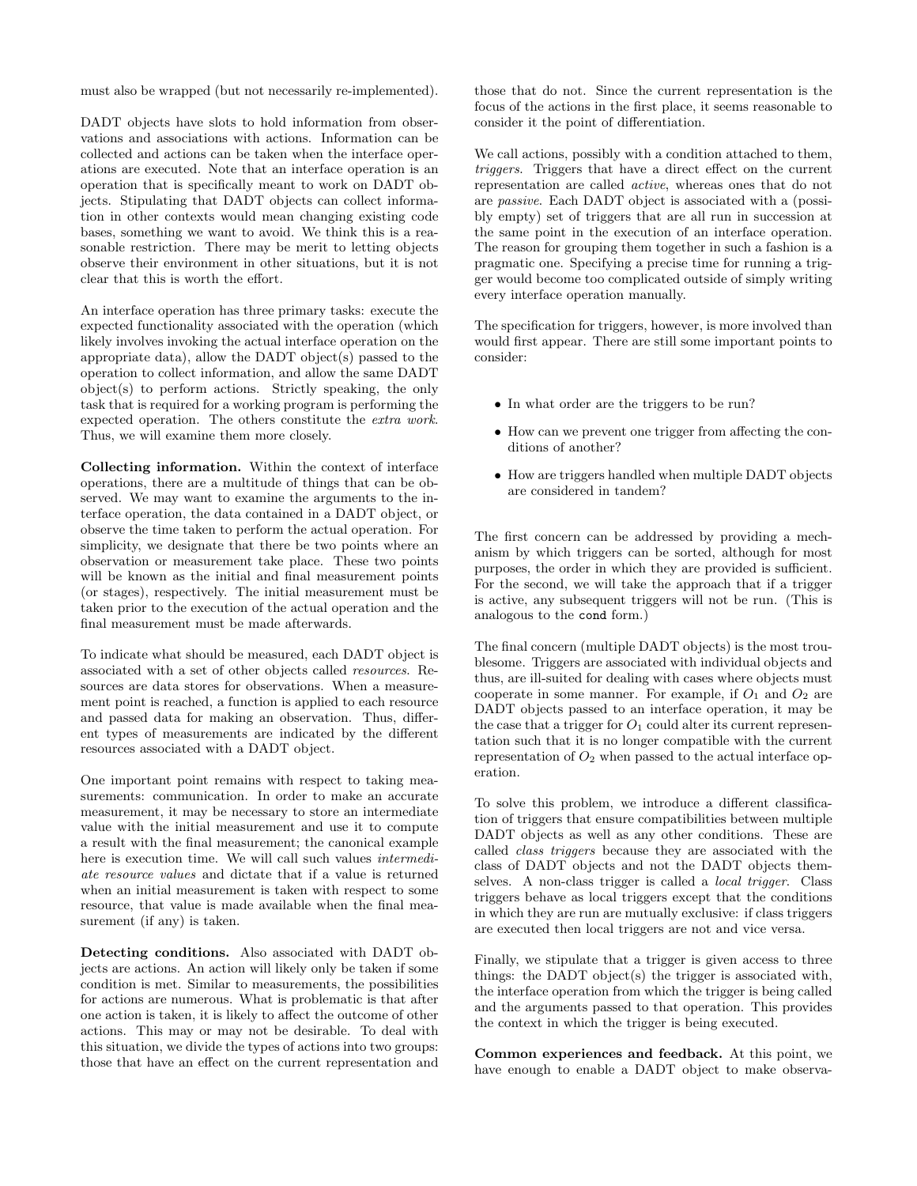must also be wrapped (but not necessarily re-implemented).

DADT objects have slots to hold information from observations and associations with actions. Information can be collected and actions can be taken when the interface operations are executed. Note that an interface operation is an operation that is specifically meant to work on DADT objects. Stipulating that DADT objects can collect information in other contexts would mean changing existing code bases, something we want to avoid. We think this is a reasonable restriction. There may be merit to letting objects observe their environment in other situations, but it is not clear that this is worth the effort.

An interface operation has three primary tasks: execute the expected functionality associated with the operation (which likely involves invoking the actual interface operation on the appropriate data), allow the DADT object(s) passed to the operation to collect information, and allow the same DADT object(s) to perform actions. Strictly speaking, the only task that is required for a working program is performing the expected operation. The others constitute the *extra work*. Thus, we will examine them more closely.

**Collecting information.** Within the context of interface operations, there are a multitude of things that can be observed. We may want to examine the arguments to the interface operation, the data contained in a DADT object, or observe the time taken to perform the actual operation. For simplicity, we designate that there be two points where an observation or measurement take place. These two points will be known as the initial and final measurement points (or stages), respectively. The initial measurement must be taken prior to the execution of the actual operation and the final measurement must be made afterwards.

To indicate what should be measured, each DADT object is associated with a set of other objects called *resources*. Resources are data stores for observations. When a measurement point is reached, a function is applied to each resource and passed data for making an observation. Thus, different types of measurements are indicated by the different resources associated with a DADT object.

One important point remains with respect to taking measurements: communication. In order to make an accurate measurement, it may be necessary to store an intermediate value with the initial measurement and use it to compute a result with the final measurement; the canonical example here is execution time. We will call such values *intermediate resource values* and dictate that if a value is returned when an initial measurement is taken with respect to some resource, that value is made available when the final measurement (if any) is taken.

**Detecting conditions.** Also associated with DADT objects are actions. An action will likely only be taken if some condition is met. Similar to measurements, the possibilities for actions are numerous. What is problematic is that after one action is taken, it is likely to affect the outcome of other actions. This may or may not be desirable. To deal with this situation, we divide the types of actions into two groups: those that have an effect on the current representation and those that do not. Since the current representation is the focus of the actions in the first place, it seems reasonable to consider it the point of differentiation.

We call actions, possibly with a condition attached to them, *triggers*. Triggers that have a direct effect on the current representation are called *active*, whereas ones that do not are *passive*. Each DADT object is associated with a (possibly empty) set of triggers that are all run in succession at the same point in the execution of an interface operation. The reason for grouping them together in such a fashion is a pragmatic one. Specifying a precise time for running a trigger would become too complicated outside of simply writing every interface operation manually.

The specification for triggers, however, is more involved than would first appear. There are still some important points to consider:

- In what order are the triggers to be run?
- How can we prevent one trigger from affecting the conditions of another?
- How are triggers handled when multiple DADT objects are considered in tandem?

The first concern can be addressed by providing a mechanism by which triggers can be sorted, although for most purposes, the order in which they are provided is sufficient. For the second, we will take the approach that if a trigger is active, any subsequent triggers will not be run. (This is analogous to the `cond` form.)

The final concern (multiple DADT objects) is the most troublesome. Triggers are associated with individual objects and thus, are ill-suited for dealing with cases where objects must cooperate in some manner. For example, if $O_1$ and $O_2$ are DADT objects passed to an interface operation, it may be the case that a trigger for $O_1$ could alter its current representation such that it is no longer compatible with the current representation of $O_2$ when passed to the actual interface operation.

To solve this problem, we introduce a different classification of triggers that ensure compatibilities between multiple DADT objects as well as any other conditions. These are called *class triggers* because they are associated with the class of DADT objects and not the DADT objects themselves. A non-class trigger is called a *local trigger*. Class triggers behave as local triggers except that the conditions in which they are run are mutually exclusive: if class triggers are executed then local triggers are not and vice versa.

Finally, we stipulate that a trigger is given access to three things: the DADT object(s) the trigger is associated with, the interface operation from which the trigger is being called and the arguments passed to that operation. This provides the context in which the trigger is being executed.

**Common experiences and feedback.** At this point, we have enough to enable a DADT object to make observa-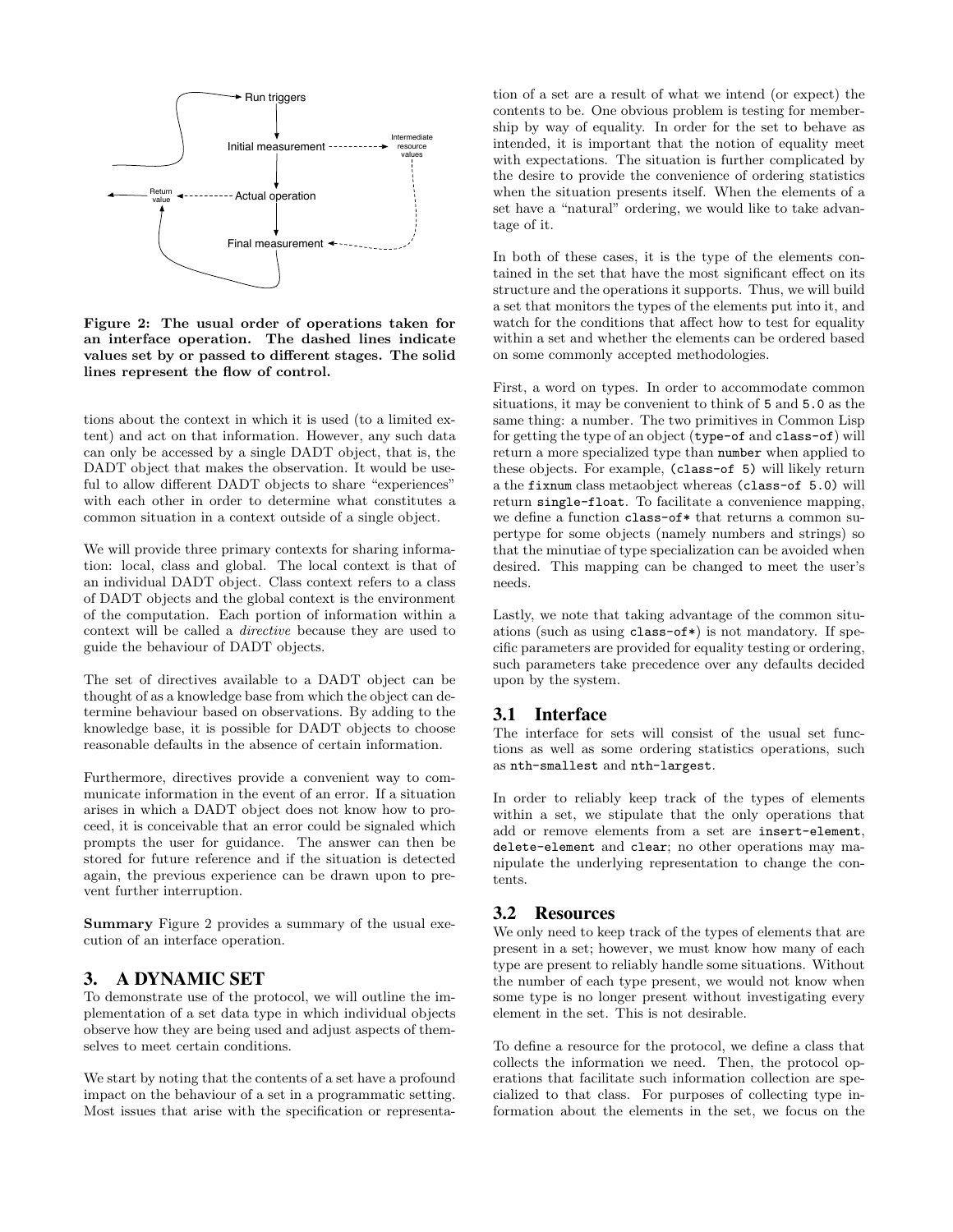Figure 2: The usual order of operations taken for an interface operation. The dashed lines indicate values set by or passed to different stages. The solid lines represent the flow of control.

tions about the context in which it is used (to a limited extent) and act on that information. However, any such data can only be accessed by a single DADT object, that is, the DADT object that makes the observation. It would be useful to allow different DADT objects to share "experiences" with each other in order to determine what constitutes a common situation in a context outside of a single object.

We will provide three primary contexts for sharing information: local, class and global. The local context is that of an individual DADT object. Class context refers to a class of DADT objects and the global context is the environment of the computation. Each portion of information within a context will be called a *directive* because they are used to guide the behaviour of DADT objects.

The set of directives available to a DADT object can be thought of as a knowledge base from which the object can determine behaviour based on observations. By adding to the knowledge base, it is possible for DADT objects to choose reasonable defaults in the absence of certain information.

Furthermore, directives provide a convenient way to communicate information in the event of an error. If a situation arises in which a DADT object does not know how to proceed, it is conceivable that an error could be signaled which prompts the user for guidance. The answer can then be stored for future reference and if the situation is detected again, the previous experience can be drawn upon to prevent further interruption.

**Summary** Figure 2 provides a summary of the usual execution of an interface operation.

## 3. A DYNAMIC SET

To demonstrate use of the protocol, we will outline the implementation of a set data type in which individual objects observe how they are being used and adjust aspects of themselves to meet certain conditions.

We start by noting that the contents of a set have a profound impact on the behaviour of a set in a programmatic setting. Most issues that arise with the specification or representation of a set are a result of what we intend (or expect) the contents to be. One obvious problem is testing for membership by way of equality. In order for the set to behave as intended, it is important that the notion of equality meet with expectations. The situation is further complicated by the desire to provide the convenience of ordering statistics when the situation presents itself. When the elements of a set have a "natural" ordering, we would like to take advantage of it.

In both of these cases, it is the type of the elements contained in the set that have the most significant effect on its structure and the operations it supports. Thus, we will build a set that monitors the types of the elements put into it, and watch for the conditions that affect how to test for equality within a set and whether the elements can be ordered based on some commonly accepted methodologies.

First, a word on types. In order to accommodate common situations, it may be convenient to think of `5` and `5.0` as the same thing: a number. The two primitives in Common Lisp for getting the type of an object (`type-of` and `class-of`) will return a more specialized type than `number` when applied to these objects. For example, `(class-of 5)` will likely return a the `fixnum` class metaobject whereas `(class-of 5.0)` will return `single-float`. To facilitate a convenience mapping, we define a function `class-of*` that returns a common supertype for some objects (namely numbers and strings) so that the minutiae of type specialization can be avoided when desired. This mapping can be changed to meet the user's needs.

Lastly, we note that taking advantage of the common situations (such as using `class-of*`) is not mandatory. If specific parameters are provided for equality testing or ordering, such parameters take precedence over any defaults decided upon by the system.

### 3.1 Interface

The interface for sets will consist of the usual set functions as well as some ordering statistics operations, such as `nth-smallest` and `nth-largest`.

In order to reliably keep track of the types of elements within a set, we stipulate that the only operations that add or remove elements from a set are `insert-element`, `delete-element` and `clear`; no other operations may manipulate the underlying representation to change the contents.

### 3.2 Resources

We only need to keep track of the types of elements that are present in a set; however, we must know how many of each type are present to reliably handle some situations. Without the number of each type present, we would not know when some type is no longer present without investigating every element in the set. This is not desirable.

To define a resource for the protocol, we define a class that collects the information we need. Then, the protocol operations that facilitate such information collection are specialized to that class. For purposes of collecting type information about the elements in the set, we focus on the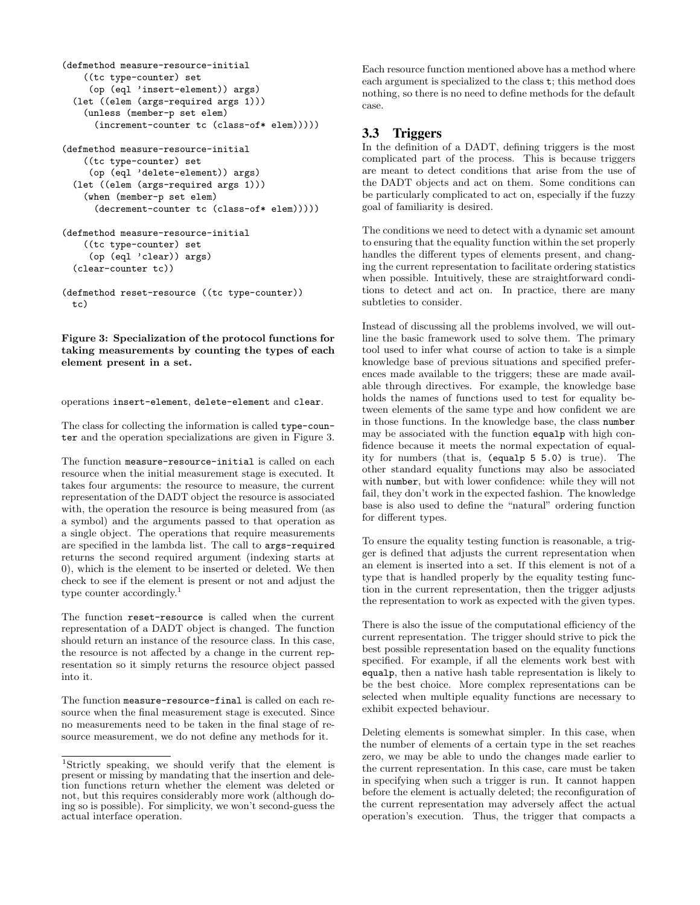```
(defmethod measure-resource-initial
    ((tc type-counter) set
     (op (eql 'insert-element)) args)
  (let ((elem (args-required args 1)))
    (unless (member-p set elem)
      (increment-counter tc (class-of* elem)))))

(defmethod measure-resource-initial
    ((tc type-counter) set
     (op (eql 'delete-element)) args)
  (let ((elem (args-required args 1)))
    (when (member-p set elem)
      (decrement-counter tc (class-of* elem)))))

(defmethod measure-resource-initial
    ((tc type-counter) set
     (op (eql 'clear)) args)
  (clear-counter tc))

(defmethod reset-resource ((tc type-counter))
  tc)
```

**Figure 3: Specialization of the protocol functions for taking measurements by counting the types of each element present in a set.**

operations `insert-element`, `delete-element` and `clear`.

The class for collecting the information is called `type-counter` and the operation specializations are given in Figure 3.

The function `measure-resource-initial` is called on each resource when the initial measurement stage is executed. It takes four arguments: the resource to measure, the current representation of the DADT object the resource is associated with, the operation the resource is being measured from (as a symbol) and the arguments passed to that operation as a single object. The operations that require measurements are specified in the lambda list. The call to `args-required` returns the second required argument (indexing starts at 0), which is the element to be inserted or deleted. We then check to see if the element is present or not and adjust the type counter accordingly.[1]

The function `reset-resource` is called when the current representation of a DADT object is changed. The function should return an instance of the resource class. In this case, the resource is not affected by a change in the current representation so it simply returns the resource object passed into it.

The function `measure-resource-final` is called on each resource when the final measurement stage is executed. Since no measurements need to be taken in the final stage of resource measurement, we do not define any methods for it.

[1]Strictly speaking, we should verify that the element is present or missing by mandating that the insertion and deletion functions return whether the element was deleted or not, but this requires considerably more work (although doing so is possible). For simplicity, we won't second-guess the actual interface operation.

Each resource function mentioned above has a method where each argument is specialized to the class `t`; this method does nothing, so there is no need to define methods for the default case.

## 3.3 Triggers

In the definition of a DADT, defining triggers is the most complicated part of the process. This is because triggers are meant to detect conditions that arise from the use of the DADT objects and act on them. Some conditions can be particularly complicated to act on, especially if the fuzzy goal of familiarity is desired.

The conditions we need to detect with a dynamic set amount to ensuring that the equality function within the set properly handles the different types of elements present, and changing the current representation to facilitate ordering statistics when possible. Intuitively, these are straightforward conditions to detect and act on. In practice, there are many subtleties to consider.

Instead of discussing all the problems involved, we will outline the basic framework used to solve them. The primary tool used to infer what course of action to take is a simple knowledge base of previous situations and specified preferences made available to the triggers; these are made available through directives. For example, the knowledge base holds the names of functions used to test for equality between elements of the same type and how confident we are in those functions. In the knowledge base, the class `number` may be associated with the function `equalp` with high confidence because it meets the normal expectation of equality for numbers (that is, `(equalp 5 5.0)` is true). The other standard equality functions may also be associated with `number`, but with lower confidence: while they will not fail, they don't work in the expected fashion. The knowledge base is also used to define the "natural" ordering function for different types.

To ensure the equality testing function is reasonable, a trigger is defined that adjusts the current representation when an element is inserted into a set. If this element is not of a type that is handled properly by the equality testing function in the current representation, then the trigger adjusts the representation to work as expected with the given types.

There is also the issue of the computational efficiency of the current representation. The trigger should strive to pick the best possible representation based on the equality functions specified. For example, if all the elements work best with `equalp`, then a native hash table representation is likely to be the best choice. More complex representations can be selected when multiple equality functions are necessary to exhibit expected behaviour.

Deleting elements is somewhat simpler. In this case, when the number of elements of a certain type in the set reaches zero, we may be able to undo the changes made earlier to the current representation. In this case, care must be taken in specifying when such a trigger is run. It cannot happen before the element is actually deleted; the reconfiguration of the current representation may adversely affect the actual operation's execution. Thus, the trigger that compacts a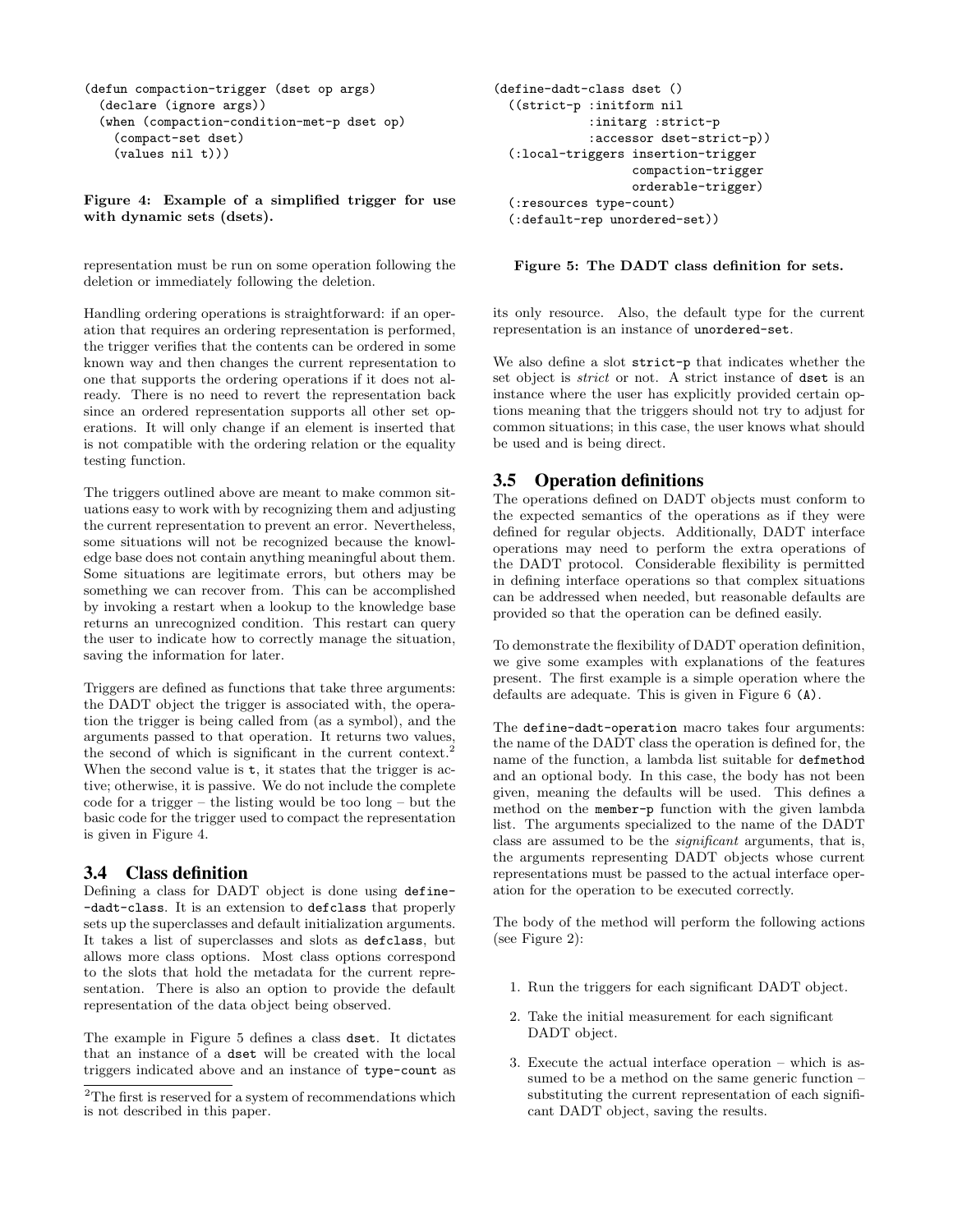```
(defun compaction-trigger (dset op args)
  (declare (ignore args))
  (when (compaction-condition-met-p dset op)
    (compact-set dset)
    (values nil t)))
```

**Figure 4: Example of a simplified trigger for use with dynamic sets (dsets).**

representation must be run on some operation following the deletion or immediately following the deletion.

Handling ordering operations is straightforward: if an operation that requires an ordering representation is performed, the trigger verifies that the contents can be ordered in some known way and then changes the current representation to one that supports the ordering operations if it does not already. There is no need to revert the representation back since an ordered representation supports all other set operations. It will only change if an element is inserted that is not compatible with the ordering relation or the equality testing function.

The triggers outlined above are meant to make common situations easy to work with by recognizing them and adjusting the current representation to prevent an error. Nevertheless, some situations will not be recognized because the knowledge base does not contain anything meaningful about them. Some situations are legitimate errors, but others may be something we can recover from. This can be accomplished by invoking a restart when a lookup to the knowledge base returns an unrecognized condition. This restart can query the user to indicate how to correctly manage the situation, saving the information for later.

Triggers are defined as functions that take three arguments: the DADT object the trigger is associated with, the operation the trigger is being called from (as a symbol), and the arguments passed to that operation. It returns two values, the second of which is significant in the current context.[2] When the second value is `t`, it states that the trigger is active; otherwise, it is passive. We do not include the complete code for a trigger – the listing would be too long – but the basic code for the trigger used to compact the representation is given in Figure 4.

## 3.4 Class definition

Defining a class for DADT object is done using `define--dadt-class`. It is an extension to `defclass` that properly sets up the superclasses and default initialization arguments. It takes a list of superclasses and slots as `defclass`, but allows more class options. Most class options correspond to the slots that hold the metadata for the current representation. There is also an option to provide the default representation of the data object being observed.

The example in Figure 5 defines a class `dset`. It dictates that an instance of a `dset` will be created with the local triggers indicated above and an instance of `type-count` as its only resource. Also, the default type for the current representation is an instance of `unordered-set`.

```
(define-dadt-class dset ()
  ((strict-p :initform nil
             :initarg :strict-p
             :accessor dset-strict-p))
  (:local-triggers insertion-trigger
                   compaction-trigger
                   orderable-trigger)
  (:resources type-count)
  (:default-rep unordered-set))
```

**Figure 5: The DADT class definition for sets.**

We also define a slot `strict-p` that indicates whether the set object is *strict* or not. A strict instance of `dset` is an instance where the user has explicitly provided certain options meaning that the triggers should not try to adjust for common situations; in this case, the user knows what should be used and is being direct.

## 3.5 Operation definitions

The operations defined on DADT objects must conform to the expected semantics of the operations as if they were defined for regular objects. Additionally, DADT interface operations may need to perform the extra operations of the DADT protocol. Considerable flexibility is permitted in defining interface operations so that complex situations can be addressed when needed, but reasonable defaults are provided so that the operation can be defined easily.

To demonstrate the flexibility of DADT operation definition, we give some examples with explanations of the features present. The first example is a simple operation where the defaults are adequate. This is given in Figure 6 `(A)`.

The `define-dadt-operation` macro takes four arguments: the name of the DADT class the operation is defined for, the name of the function, a lambda list suitable for `defmethod` and an optional body. In this case, the body has not been given, meaning the defaults will be used. This defines a method on the `member-p` function with the given lambda list. The arguments specialized to the name of the DADT class are assumed to be the *significant* arguments, that is, the arguments representing DADT objects whose current representations must be passed to the actual interface operation for the operation to be executed correctly.

The body of the method will perform the following actions (see Figure 2):

1. Run the triggers for each significant DADT object.
2. Take the initial measurement for each significant DADT object.
3. Execute the actual interface operation – which is assumed to be a method on the same generic function – substituting the current representation of each significant DADT object, saving the results.

[2] The first is reserved for a system of recommendations which is not described in this paper.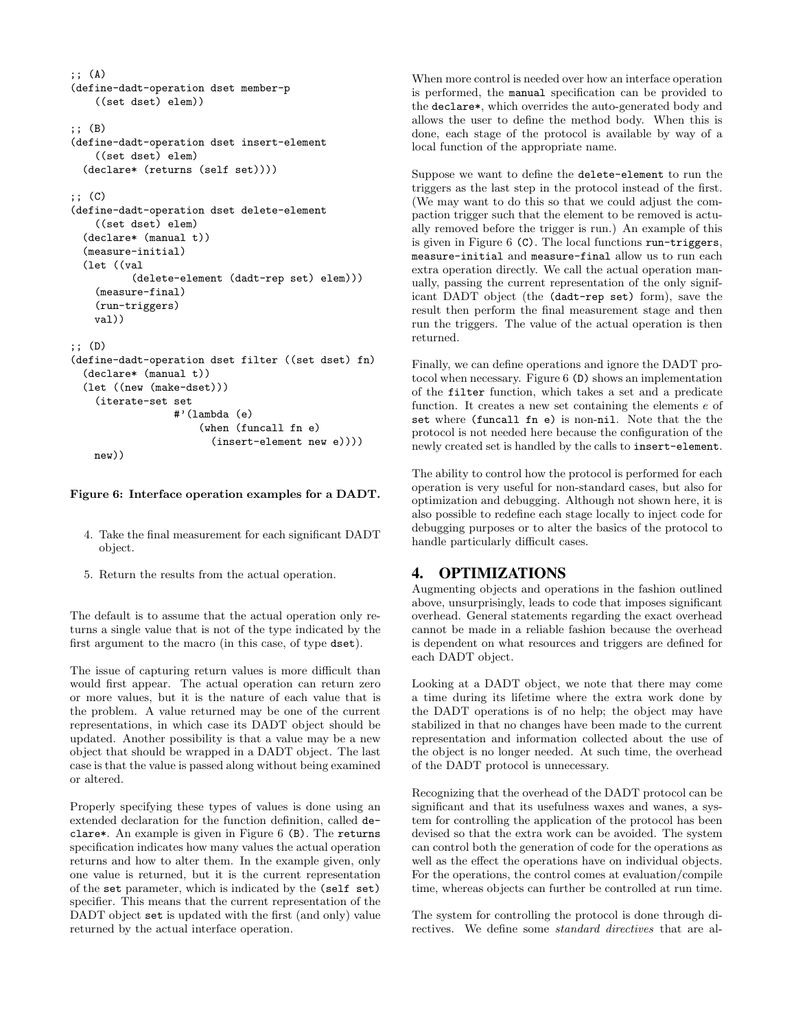```
;; (A)
(define-dadt-operation dset member-p
    ((set dset) elem))

;; (B)
(define-dadt-operation dset insert-element
    ((set dset) elem)
  (declare* (returns (self set))))

;; (C)
(define-dadt-operation dset delete-element
    ((set dset) elem)
  (declare* (manual t))
  (measure-initial)
  (let ((val
          (delete-element (dadt-rep set) elem)))
    (measure-final)
    (run-triggers)
    val))

;; (D)
(define-dadt-operation dset filter ((set dset) fn)
  (declare* (manual t))
  (let ((new (make-dset)))
    (iterate-set set
                 #'(lambda (e)
                     (when (funcall fn e)
                       (insert-element new e))))
    new))
```

**Figure 6: Interface operation examples for a DADT.**

4. Take the final measurement for each significant DADT object.

5. Return the results from the actual operation.

The default is to assume that the actual operation only returns a single value that is not of the type indicated by the first argument to the macro (in this case, of type `dset`).

The issue of capturing return values is more difficult than would first appear. The actual operation can return zero or more values, but it is the nature of each value that is the problem. A value returned may be one of the current representations, in which case its DADT object should be updated. Another possibility is that a value may be a new object that should be wrapped in a DADT object. The last case is that the value is passed along without being examined or altered.

Properly specifying these types of values is done using an extended declaration for the function definition, called `declare*`. An example is given in Figure 6 (B). The `returns` specification indicates how many values the actual operation returns and how to alter them. In the example given, only one value is returned, but it is the current representation of the `set` parameter, which is indicated by the `(self set)` specifier. This means that the current representation of the DADT object `set` is updated with the first (and only) value returned by the actual interface operation.

When more control is needed over how an interface operation is performed, the `manual` specification can be provided to the `declare*`, which overrides the auto-generated body and allows the user to define the method body. When this is done, each stage of the protocol is available by way of a local function of the appropriate name.

Suppose we want to define the `delete-element` to run the triggers as the last step in the protocol instead of the first. (We may want to do this so that we could adjust the compaction trigger such that the element to be removed is actually removed before the trigger is run.) An example of this is given in Figure 6 (C). The local functions `run-triggers`, `measure-initial` and `measure-final` allow us to run each extra operation directly. We call the actual operation manually, passing the current representation of the only significant DADT object (the `(dadt-rep set)` form), save the result then perform the final measurement stage and then run the triggers. The value of the actual operation is then returned.

Finally, we can define operations and ignore the DADT protocol when necessary. Figure 6 (D) shows an implementation of the `filter` function, which takes a set and a predicate function. It creates a new set containing the elements $e$ of `set` where `(funcall fn e)` is non-`nil`. Note that the the protocol is not needed here because the configuration of the newly created set is handled by the calls to `insert-element`.

The ability to control how the protocol is performed for each operation is very useful for non-standard cases, but also for optimization and debugging. Although not shown here, it is also possible to redefine each stage locally to inject code for debugging purposes or to alter the basics of the protocol to handle particularly difficult cases.

## 4. OPTIMIZATIONS

Augmenting objects and operations in the fashion outlined above, unsurprisingly, leads to code that imposes significant overhead. General statements regarding the exact overhead cannot be made in a reliable fashion because the overhead is dependent on what resources and triggers are defined for each DADT object.

Looking at a DADT object, we note that there may come a time during its lifetime where the extra work done by the DADT operations is of no help; the object may have stabilized in that no changes have been made to the current representation and information collected about the use of the object is no longer needed. At such time, the overhead of the DADT protocol is unnecessary.

Recognizing that the overhead of the DADT protocol can be significant and that its usefulness waxes and wanes, a system for controlling the application of the protocol has been devised so that the extra work can be avoided. The system can control both the generation of code for the operations as well as the effect the operations have on individual objects. For the operations, the control comes at evaluation/compile time, whereas objects can further be controlled at run time.

The system for controlling the protocol is done through directives. We define some *standard directives* that are al-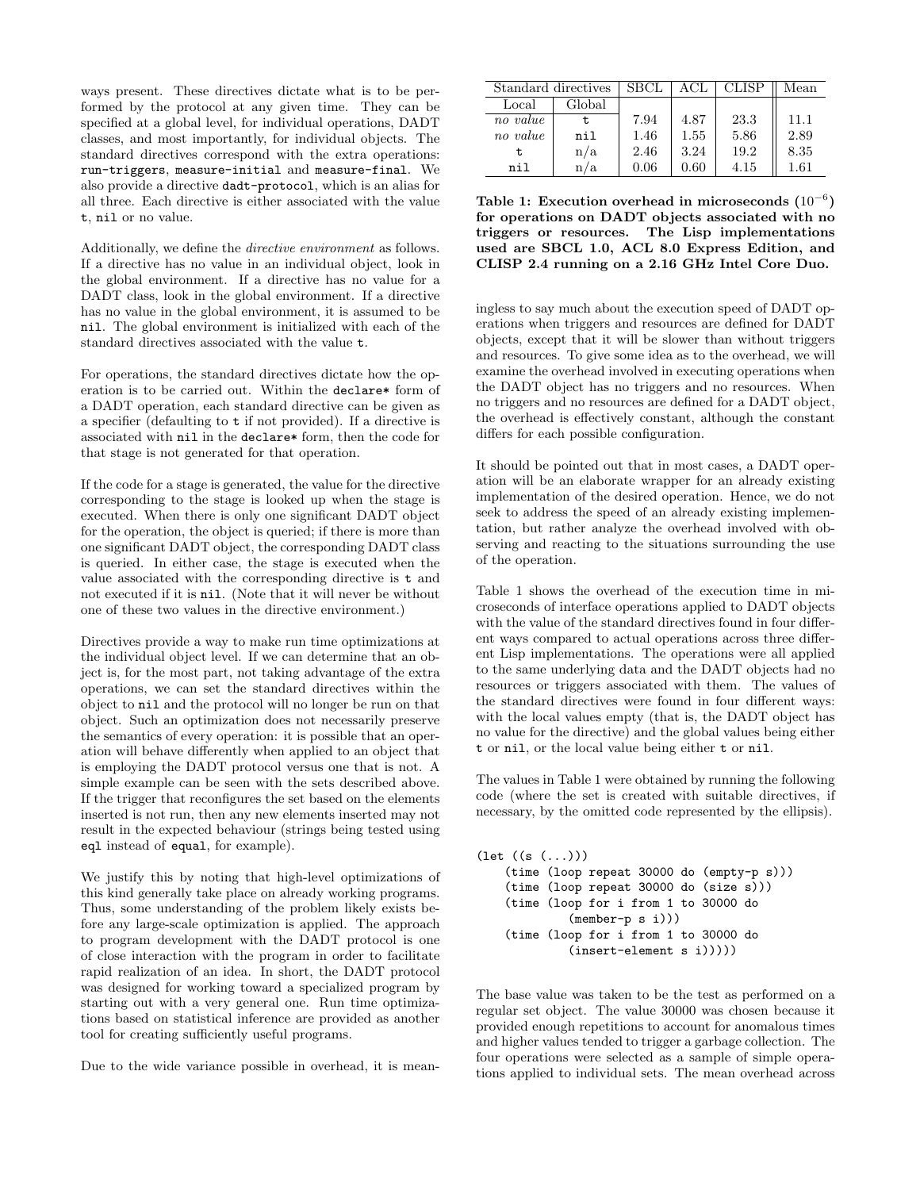ways present. These directives dictate what is to be performed by the protocol at any given time. They can be specified at a global level, for individual operations, DADT classes, and most importantly, for individual objects. The standard directives correspond with the extra operations: `run-triggers`, `measure-initial` and `measure-final`. We also provide a directive `dadt-protocol`, which is an alias for all three. Each directive is either associated with the value `t`, `nil` or no value.

Additionally, we define the *directive environment* as follows. If a directive has no value in an individual object, look in the global environment. If a directive has no value for a DADT class, look in the global environment. If a directive has no value in the global environment, it is assumed to be `nil`. The global environment is initialized with each of the standard directives associated with the value `t`.

For operations, the standard directives dictate how the operation is to be carried out. Within the `declare*` form of a DADT operation, each standard directive can be given as a specifier (defaulting to `t` if not provided). If a directive is associated with `nil` in the `declare*` form, then the code for that stage is not generated for that operation.

If the code for a stage is generated, the value for the directive corresponding to the stage is looked up when the stage is executed. When there is only one significant DADT object for the operation, the object is queried; if there is more than one significant DADT object, the corresponding DADT class is queried. In either case, the stage is executed when the value associated with the corresponding directive is `t` and not executed if it is `nil`. (Note that it will never be without one of these two values in the directive environment.)

Directives provide a way to make run time optimizations at the individual object level. If we can determine that an object is, for the most part, not taking advantage of the extra operations, we can set the standard directives within the object to `nil` and the protocol will no longer be run on that object. Such an optimization does not necessarily preserve the semantics of every operation: it is possible that an operation will behave differently when applied to an object that is employing the DADT protocol versus one that is not. A simple example can be seen with the sets described above. If the trigger that reconfigures the set based on the elements inserted is not run, then any new elements inserted may not result in the expected behaviour (strings being tested using `eql` instead of `equal`, for example).

We justify this by noting that high-level optimizations of this kind generally take place on already working programs. Thus, some understanding of the problem likely exists before any large-scale optimization is applied. The approach to program development with the DADT protocol is one of close interaction with the program in order to facilitate rapid realization of an idea. In short, the DADT protocol was designed for working toward a specialized program by starting out with a very general one. Run time optimizations based on statistical inference are provided as another tool for creating sufficiently useful programs.

Due to the wide variance possible in overhead, it is meaningless to say much about the execution speed of DADT operations when triggers and resources are defined for DADT objects, except that it will be slower than without triggers and resources. To give some idea as to the overhead, we will examine the overhead involved in executing operations when the DADT object has no triggers and no resources. When no triggers and no resources are defined for a DADT object, the overhead is effectively constant, although the constant differs for each possible configuration.

| Standard directives | | SBCL | ACL | CLISP | Mean |
|---|---|---|---|---|---|
| Local | Global | | | | |
| *no value* | `t` | 7.94 | 4.87 | 23.3 | 11.1 |
| *no value* | `nil` | 1.46 | 1.55 | 5.86 | 2.89 |
| `t` | n/a | 2.46 | 3.24 | 19.2 | 8.35 |
| `nil` | n/a | 0.06 | 0.60 | 4.15 | 1.61 |

**Table 1: Execution overhead in microseconds ($10^{-6}$) for operations on DADT objects associated with no triggers or resources. The Lisp implementations used are SBCL 1.0, ACL 8.0 Express Edition, and CLISP 2.4 running on a 2.16 GHz Intel Core Duo.**

It should be pointed out that in most cases, a DADT operation will be an elaborate wrapper for an already existing implementation of the desired operation. Hence, we do not seek to address the speed of an already existing implementation, but rather analyze the overhead involved with observing and reacting to the situations surrounding the use of the operation.

Table 1 shows the overhead of the execution time in microseconds of interface operations applied to DADT objects with the value of the standard directives found in four different ways compared to actual operations across three different Lisp implementations. The operations were all applied to the same underlying data and the DADT objects had no resources or triggers associated with them. The values of the standard directives were found in four different ways: with the local values empty (that is, the DADT object has no value for the directive) and the global values being either `t` or `nil`, or the local value being either `t` or `nil`.

The values in Table 1 were obtained by running the following code (where the set is created with suitable directives, if necessary, by the omitted code represented by the ellipsis).

```
(let ((s (...)))
    (time (loop repeat 30000 do (empty-p s)))
    (time (loop repeat 30000 do (size s)))
    (time (loop for i from 1 to 30000 do
            (member-p s i)))
    (time (loop for i from 1 to 30000 do
            (insert-element s i)))))
```

The base value was taken to be the test as performed on a regular set object. The value 30000 was chosen because it provided enough repetitions to account for anomalous times and higher values tended to trigger a garbage collection. The four operations were selected as a sample of simple operations applied to individual sets. The mean overhead across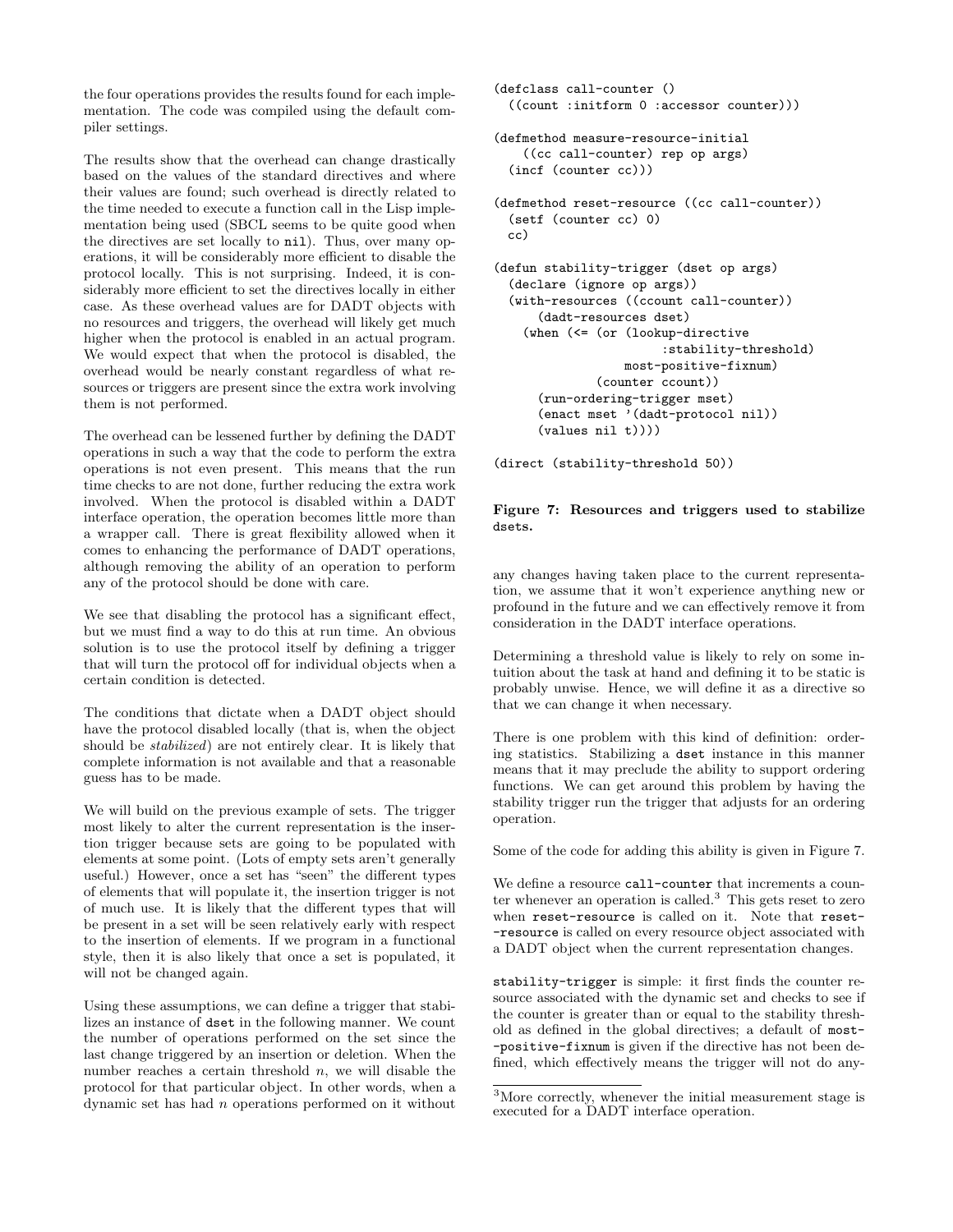the four operations provides the results found for each implementation. The code was compiled using the default compiler settings.

The results show that the overhead can change drastically based on the values of the standard directives and where their values are found; such overhead is directly related to the time needed to execute a function call in the Lisp implementation being used (SBCL seems to be quite good when the directives are set locally to `nil`). Thus, over many operations, it will be considerably more efficient to disable the protocol locally. This is not surprising. Indeed, it is considerably more efficient to set the directives locally in either case. As these overhead values are for DADT objects with no resources and triggers, the overhead will likely get much higher when the protocol is enabled in an actual program. We would expect that when the protocol is disabled, the overhead would be nearly constant regardless of what resources or triggers are present since the extra work involving them is not performed.

The overhead can be lessened further by defining the DADT operations in such a way that the code to perform the extra operations is not even present. This means that the run time checks to are not done, further reducing the extra work involved. When the protocol is disabled within a DADT interface operation, the operation becomes little more than a wrapper call. There is great flexibility allowed when it comes to enhancing the performance of DADT operations, although removing the ability of an operation to perform any of the protocol should be done with care.

We see that disabling the protocol has a significant effect, but we must find a way to do this at run time. An obvious solution is to use the protocol itself by defining a trigger that will turn the protocol off for individual objects when a certain condition is detected.

The conditions that dictate when a DADT object should have the protocol disabled locally (that is, when the object should be *stabilized*) are not entirely clear. It is likely that complete information is not available and that a reasonable guess has to be made.

We will build on the previous example of sets. The trigger most likely to alter the current representation is the insertion trigger because sets are going to be populated with elements at some point. (Lots of empty sets aren't generally useful.) However, once a set has "seen" the different types of elements that will populate it, the insertion trigger is not of much use. It is likely that the different types that will be present in a set will be seen relatively early with respect to the insertion of elements. If we program in a functional style, then it is also likely that once a set is populated, it will not be changed again.

Using these assumptions, we can define a trigger that stabilizes an instance of `dset` in the following manner. We count the number of operations performed on the set since the last change triggered by an insertion or deletion. When the number reaches a certain threshold $n$, we will disable the protocol for that particular object. In other words, when a dynamic set has had $n$ operations performed on it without

```
(defclass call-counter ()
  ((count :initform 0 :accessor counter)))

(defmethod measure-resource-initial
    ((cc call-counter) rep op args)
  (incf (counter cc)))

(defmethod reset-resource ((cc call-counter))
  (setf (counter cc) 0)
  cc)

(defun stability-trigger (dset op args)
  (declare (ignore op args))
  (with-resources ((ccount call-counter))
      (dadt-resources dset)
    (when (<= (or (lookup-directive
                     :stability-threshold)
                  most-positive-fixnum)
              (counter ccount))
      (run-ordering-trigger mset)
      (enact mset '(dadt-protocol nil))
      (values nil t))))

(direct (stability-threshold 50))
```

**Figure 7: Resources and triggers used to stabilize dsets.**

any changes having taken place to the current representation, we assume that it won't experience anything new or profound in the future and we can effectively remove it from consideration in the DADT interface operations.

Determining a threshold value is likely to rely on some intuition about the task at hand and defining it to be static is probably unwise. Hence, we will define it as a directive so that we can change it when necessary.

There is one problem with this kind of definition: ordering statistics. Stabilizing a `dset` instance in this manner means that it may preclude the ability to support ordering functions. We can get around this problem by having the stability trigger run the trigger that adjusts for an ordering operation.

Some of the code for adding this ability is given in Figure 7.

We define a resource `call-counter` that increments a counter whenever an operation is called.[3] This gets reset to zero when `reset-resource` is called on it. Note that `reset--resource` is called on every resource object associated with a DADT object when the current representation changes.

`stability-trigger` is simple: it first finds the counter resource associated with the dynamic set and checks to see if the counter is greater than or equal to the stability threshold as defined in the global directives; a default of `most--positive-fixnum` is given if the directive has not been defined, which effectively means the trigger will not do any-

[3]More correctly, whenever the initial measurement stage is executed for a DADT interface operation.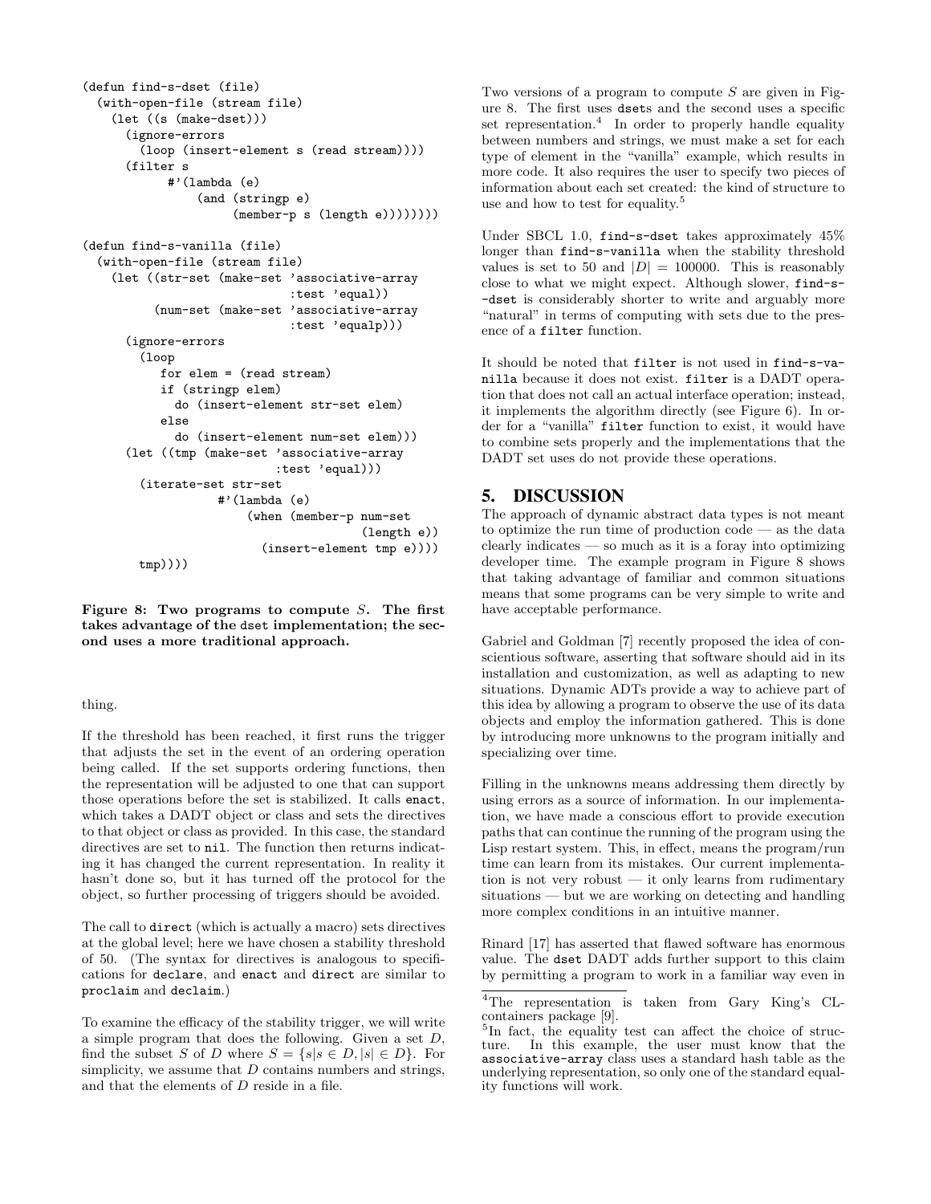```lisp
(defun find-s-dset (file)
  (with-open-file (stream file)
    (let ((s (make-dset)))
      (ignore-errors
        (loop (insert-element s (read stream))))
      (filter s
            #'(lambda (e)
                (and (stringp e)
                     (member-p s (length e))))))))

(defun find-s-vanilla (file)
  (with-open-file (stream file)
    (let ((str-set (make-set 'associative-array
                             :test 'equal))
          (num-set (make-set 'associative-array
                             :test 'equalp)))
      (ignore-errors
        (loop
           for elem = (read stream)
           if (stringp elem)
             do (insert-element str-set elem)
           else
             do (insert-element num-set elem)))
      (let ((tmp (make-set 'associative-array
                           :test 'equal)))
        (iterate-set str-set
                     #'(lambda (e)
                         (when (member-p num-set
                                         (length e))
                           (insert-element tmp e))))
        tmp))))
```

**Figure 8: Two programs to compute $S$. The first takes advantage of the dset implementation; the second uses a more traditional approach.**

thing.

If the threshold has been reached, it first runs the trigger that adjusts the set in the event of an ordering operation being called. If the set supports ordering functions, then the representation will be adjusted to one that can support those operations before the set is stabilized. It calls `enact`, which takes a DADT object or class and sets the directives to that object or class as provided. In this case, the standard directives are set to `nil`. The function then returns indicating it has changed the current representation. In reality it hasn't done so, but it has turned off the protocol for the object, so further processing of triggers should be avoided.

The call to `direct` (which is actually a macro) sets directives at the global level; here we have chosen a stability threshold of 50. (The syntax for directives is analogous to specifications for `declare`, and `enact` and `direct` are similar to `proclaim` and `declaim`.)

To examine the efficacy of the stability trigger, we will write a simple program that does the following. Given a set $D$, find the subset $S$ of $D$ where $S = \{s | s \in D, |s| \in D\}$. For simplicity, we assume that $D$ contains numbers and strings, and that the elements of $D$ reside in a file.

Two versions of a program to compute $S$ are given in Figure 8. The first uses `dset`s and the second uses a specific set representation.[4] In order to properly handle equality between numbers and strings, we must make a set for each type of element in the "vanilla" example, which results in more code. It also requires the user to specify two pieces of information about each set created: the kind of structure to use and how to test for equality.[5]

Under SBCL 1.0, `find-s-dset` takes approximately 45% longer than `find-s-vanilla` when the stability threshold values is set to 50 and $|D| = 100000$. This is reasonably close to what we might expect. Although slower, `find-s-dset` is considerably shorter to write and arguably more "natural" in terms of computing with sets due to the presence of a `filter` function.

It should be noted that `filter` is not used in `find-s-vanilla` because it does not exist. `filter` is a DADT operation that does not call an actual interface operation; instead, it implements the algorithm directly (see Figure 6). In order for a "vanilla" `filter` function to exist, it would have to combine sets properly and the implementations that the DADT set uses do not provide these operations.

## 5. DISCUSSION

The approach of dynamic abstract data types is not meant to optimize the run time of production code — as the data clearly indicates — so much as it is a foray into optimizing developer time. The example program in Figure 8 shows that taking advantage of familiar and common situations means that some programs can be very simple to write and have acceptable performance.

Gabriel and Goldman [7] recently proposed the idea of conscientious software, asserting that software should aid in its installation and customization, as well as adapting to new situations. Dynamic ADTs provide a way to achieve part of this idea by allowing a program to observe the use of its data objects and employ the information gathered. This is done by introducing more unknowns to the program initially and specializing over time.

Filling in the unknowns means addressing them directly by using errors as a source of information. In our implementation, we have made a conscious effort to provide execution paths that can continue the running of the program using the Lisp restart system. This, in effect, means the program/run time can learn from its mistakes. Our current implementation is not very robust — it only learns from rudimentary situations — but we are working on detecting and handling more complex conditions in an intuitive manner.

Rinard [17] has asserted that flawed software has enormous value. The `dset` DADT adds further support to this claim by permitting a program to work in a familiar way even in

[4] The representation is taken from Gary King's CL-containers package [9].

[5] In fact, the equality test can affect the choice of structure. In this example, the user must know that the `associative-array` class uses a standard hash table as the underlying representation, so only one of the standard equality functions will work.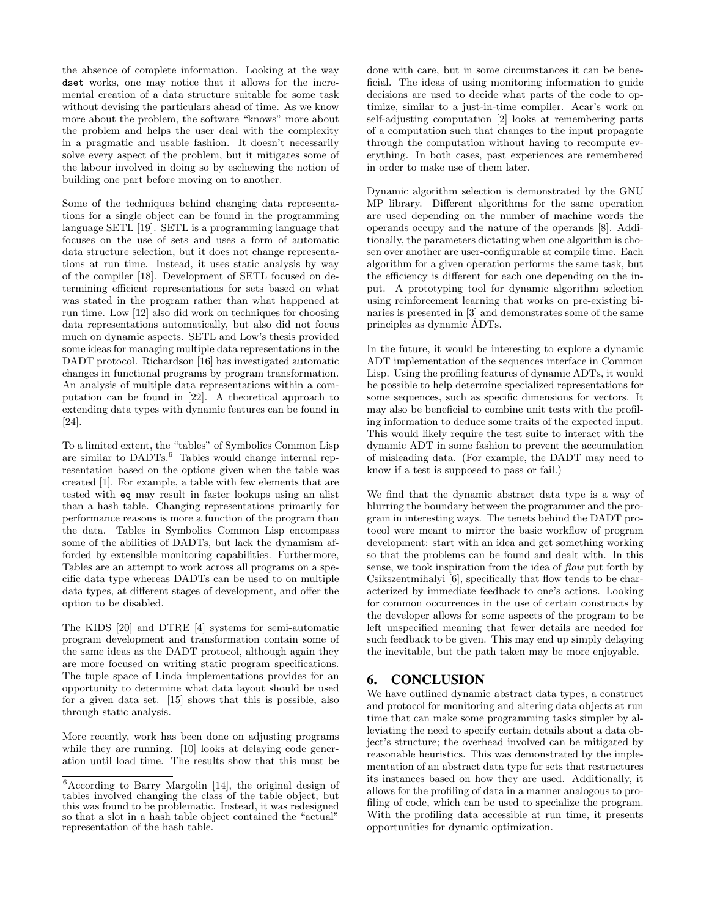the absence of complete information. Looking at the way dset works, one may notice that it allows for the incremental creation of a data structure suitable for some task without devising the particulars ahead of time. As we know more about the problem, the software "knows" more about the problem and helps the user deal with the complexity in a pragmatic and usable fashion. It doesn't necessarily solve every aspect of the problem, but it mitigates some of the labour involved in doing so by eschewing the notion of building one part before moving on to another.

Some of the techniques behind changing data representations for a single object can be found in the programming language SETL [19]. SETL is a programming language that focuses on the use of sets and uses a form of automatic data structure selection, but it does not change representations at run time. Instead, it uses static analysis by way of the compiler [18]. Development of SETL focused on determining efficient representations for sets based on what was stated in the program rather than what happened at run time. Low [12] also did work on techniques for choosing data representations automatically, but also did not focus much on dynamic aspects. SETL and Low's thesis provided some ideas for managing multiple data representations in the DADT protocol. Richardson [16] has investigated automatic changes in functional programs by program transformation. An analysis of multiple data representations within a computation can be found in [22]. A theoretical approach to extending data types with dynamic features can be found in [24].

To a limited extent, the "tables" of Symbolics Common Lisp are similar to DADTs.[6] Tables would change internal representation based on the options given when the table was created [1]. For example, a table with few elements that are tested with eq may result in faster lookups using an alist than a hash table. Changing representations primarily for performance reasons is more a function of the program than the data. Tables in Symbolics Common Lisp encompass some of the abilities of DADTs, but lack the dynamism afforded by extensible monitoring capabilities. Furthermore, Tables are an attempt to work across all programs on a specific data type whereas DADTs can be used to on multiple data types, at different stages of development, and offer the option to be disabled.

The KIDS [20] and DTRE [4] systems for semi-automatic program development and transformation contain some of the same ideas as the DADT protocol, although again they are more focused on writing static program specifications. The tuple space of Linda implementations provides for an opportunity to determine what data layout should be used for a given data set. [15] shows that this is possible, also through static analysis.

More recently, work has been done on adjusting programs while they are running. [10] looks at delaying code generation until load time. The results show that this must be done with care, but in some circumstances it can be beneficial. The ideas of using monitoring information to guide decisions are used to decide what parts of the code to optimize, similar to a just-in-time compiler. Acar's work on self-adjusting computation [2] looks at remembering parts of a computation such that changes to the input propagate through the computation without having to recompute everything. In both cases, past experiences are remembered in order to make use of them later.

Dynamic algorithm selection is demonstrated by the GNU MP library. Different algorithms for the same operation are used depending on the number of machine words the operands occupy and the nature of the operands [8]. Additionally, the parameters dictating when one algorithm is chosen over another are user-configurable at compile time. Each algorithm for a given operation performs the same task, but the efficiency is different for each one depending on the input. A prototyping tool for dynamic algorithm selection using reinforcement learning that works on pre-existing binaries is presented in [3] and demonstrates some of the same principles as dynamic ADTs.

In the future, it would be interesting to explore a dynamic ADT implementation of the sequences interface in Common Lisp. Using the profiling features of dynamic ADTs, it would be possible to help determine specialized representations for some sequences, such as specific dimensions for vectors. It may also be beneficial to combine unit tests with the profiling information to deduce some traits of the expected input. This would likely require the test suite to interact with the dynamic ADT in some fashion to prevent the accumulation of misleading data. (For example, the DADT may need to know if a test is supposed to pass or fail.)

We find that the dynamic abstract data type is a way of blurring the boundary between the programmer and the program in interesting ways. The tenets behind the DADT protocol were meant to mirror the basic workflow of program development: start with an idea and get something working so that the problems can be found and dealt with. In this sense, we took inspiration from the idea of *flow* put forth by Csikszentmihalyi [6], specifically that flow tends to be characterized by immediate feedback to one's actions. Looking for common occurrences in the use of certain constructs by the developer allows for some aspects of the program to be left unspecified meaning that fewer details are needed for such feedback to be given. This may end up simply delaying the inevitable, but the path taken may be more enjoyable.

## 6. CONCLUSION

We have outlined dynamic abstract data types, a construct and protocol for monitoring and altering data objects at run time that can make some programming tasks simpler by alleviating the need to specify certain details about a data object's structure; the overhead involved can be mitigated by reasonable heuristics. This was demonstrated by the implementation of an abstract data type for sets that restructures its instances based on how they are used. Additionally, it allows for the profiling of data in a manner analogous to profiling of code, which can be used to specialize the program. With the profiling data accessible at run time, it presents opportunities for dynamic optimization.

[6]According to Barry Margolin [14], the original design of tables involved changing the class of the table object, but this was found to be problematic. Instead, it was redesigned so that a slot in a hash table object contained the "actual" representation of the hash table.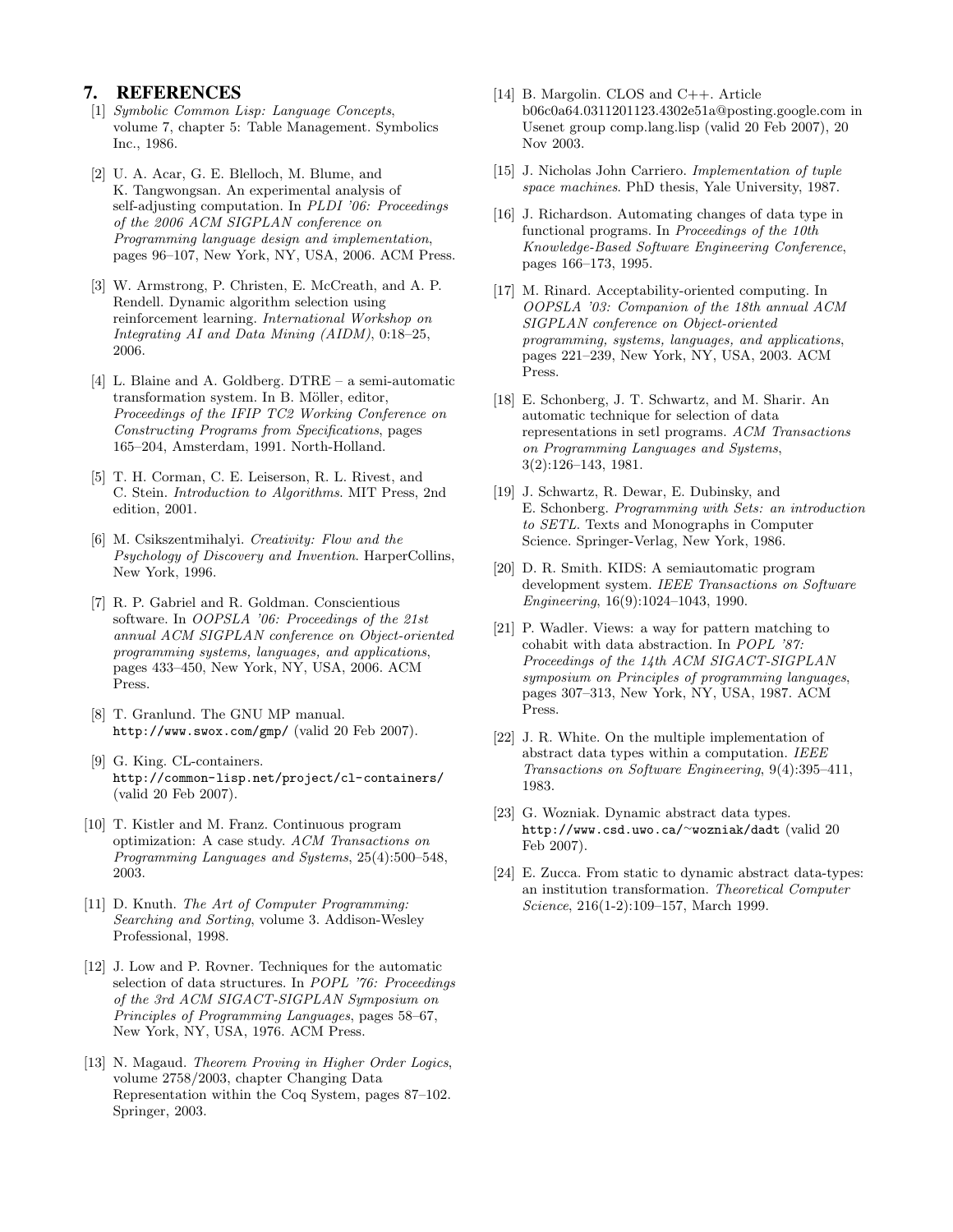## 7. REFERENCES

[1] *Symbolic Common Lisp: Language Concepts*, volume 7, chapter 5: Table Management. Symbolics Inc., 1986.

[2] U. A. Acar, G. E. Blelloch, M. Blume, and K. Tangwongsan. An experimental analysis of self-adjusting computation. In *PLDI '06: Proceedings of the 2006 ACM SIGPLAN conference on Programming language design and implementation*, pages 96–107, New York, NY, USA, 2006. ACM Press.

[3] W. Armstrong, P. Christen, E. McCreath, and A. P. Rendell. Dynamic algorithm selection using reinforcement learning. *International Workshop on Integrating AI and Data Mining (AIDM)*, 0:18–25, 2006.

[4] L. Blaine and A. Goldberg. DTRE – a semi-automatic transformation system. In B. Möller, editor, *Proceedings of the IFIP TC2 Working Conference on Constructing Programs from Specifications*, pages 165–204, Amsterdam, 1991. North-Holland.

[5] T. H. Corman, C. E. Leiserson, R. L. Rivest, and C. Stein. *Introduction to Algorithms*. MIT Press, 2nd edition, 2001.

[6] M. Csikszentmihalyi. *Creativity: Flow and the Psychology of Discovery and Invention*. HarperCollins, New York, 1996.

[7] R. P. Gabriel and R. Goldman. Conscientious software. In *OOPSLA '06: Proceedings of the 21st annual ACM SIGPLAN conference on Object-oriented programming systems, languages, and applications*, pages 433–450, New York, NY, USA, 2006. ACM Press.

[8] T. Granlund. The GNU MP manual. `http://www.swox.com/gmp/` (valid 20 Feb 2007).

[9] G. King. CL-containers. `http://common-lisp.net/project/cl-containers/` (valid 20 Feb 2007).

[10] T. Kistler and M. Franz. Continuous program optimization: A case study. *ACM Transactions on Programming Languages and Systems*, 25(4):500–548, 2003.

[11] D. Knuth. *The Art of Computer Programming: Searching and Sorting*, volume 3. Addison-Wesley Professional, 1998.

[12] J. Low and P. Rovner. Techniques for the automatic selection of data structures. In *POPL '76: Proceedings of the 3rd ACM SIGACT-SIGPLAN Symposium on Principles of Programming Languages*, pages 58–67, New York, NY, USA, 1976. ACM Press.

[13] N. Magaud. *Theorem Proving in Higher Order Logics*, volume 2758/2003, chapter Changing Data Representation within the Coq System, pages 87–102. Springer, 2003.

[14] B. Margolin. CLOS and C++. Article b06c0a64.0311201123.4302e51a@posting.google.com in Usenet group comp.lang.lisp (valid 20 Feb 2007), 20 Nov 2003.

[15] J. Nicholas John Carriero. *Implementation of tuple space machines*. PhD thesis, Yale University, 1987.

[16] J. Richardson. Automating changes of data type in functional programs. In *Proceedings of the 10th Knowledge-Based Software Engineering Conference*, pages 166–173, 1995.

[17] M. Rinard. Acceptability-oriented computing. In *OOPSLA '03: Companion of the 18th annual ACM SIGPLAN conference on Object-oriented programming, systems, languages, and applications*, pages 221–239, New York, NY, USA, 2003. ACM Press.

[18] E. Schonberg, J. T. Schwartz, and M. Sharir. An automatic technique for selection of data representations in setl programs. *ACM Transactions on Programming Languages and Systems*, 3(2):126–143, 1981.

[19] J. Schwartz, R. Dewar, E. Dubinsky, and E. Schonberg. *Programming with Sets: an introduction to SETL*. Texts and Monographs in Computer Science. Springer-Verlag, New York, 1986.

[20] D. R. Smith. KIDS: A semiautomatic program development system. *IEEE Transactions on Software Engineering*, 16(9):1024–1043, 1990.

[21] P. Wadler. Views: a way for pattern matching to cohabit with data abstraction. In *POPL '87: Proceedings of the 14th ACM SIGACT-SIGPLAN symposium on Principles of programming languages*, pages 307–313, New York, NY, USA, 1987. ACM Press.

[22] J. R. White. On the multiple implementation of abstract data types within a computation. *IEEE Transactions on Software Engineering*, 9(4):395–411, 1983.

[23] G. Wozniak. Dynamic abstract data types. `http://www.csd.uwo.ca/~wozniak/dadt` (valid 20 Feb 2007).

[24] E. Zucca. From static to dynamic abstract data-types: an institution transformation. *Theoretical Computer Science*, 216(1-2):109–157, March 1999.